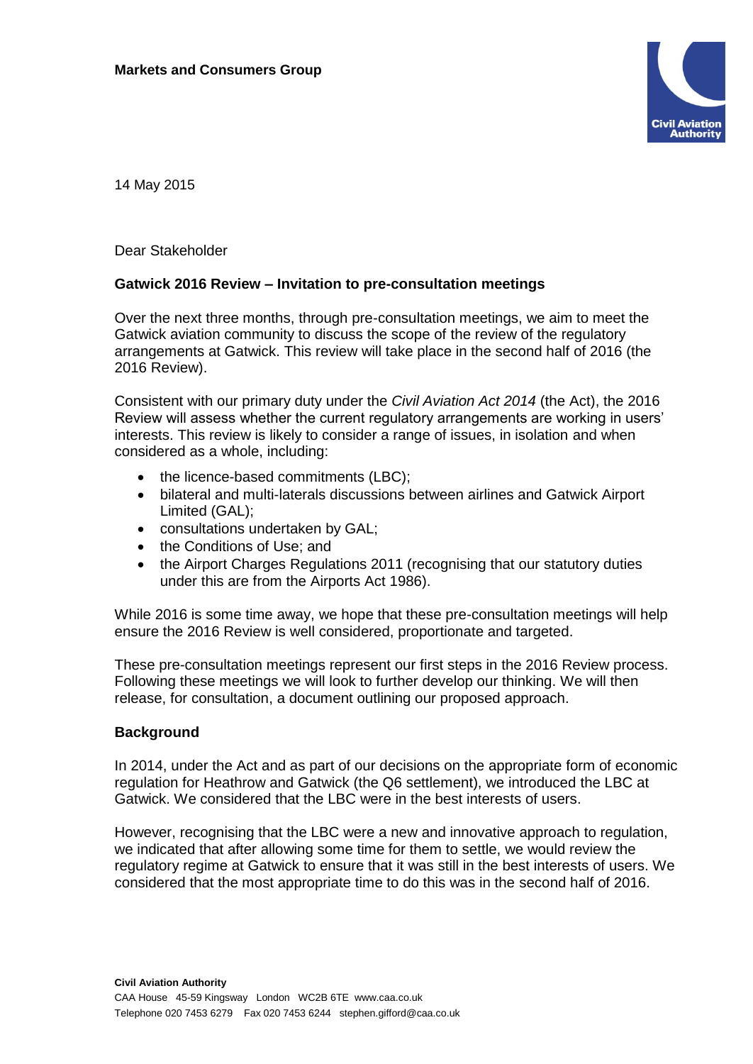**Markets and Consumers Group**

14 May 2015

Dear Stakeholder

**Gatwick 2016 Review – Invitation to pre-consultation meetings**

Over the next three months, through pre-consultation meetings, we aim to meet the Gatwick aviation community to discuss the scope of the review of the regulatory arrangements at Gatwick. This review will take place in the second half of 2016 (the 2016 Review).

Consistent with our primary duty under the *Civil Aviation Act 2014* (the Act), the 2016 Review will assess whether the current regulatory arrangements are working in users' interests. This review is likely to consider a range of issues, in isolation and when considered as a whole, including:

- the licence-based commitments (LBC);
- bilateral and multi-laterals discussions between airlines and Gatwick Airport Limited (GAL);
- consultations undertaken by GAL;
- the Conditions of Use; and
- the Airport Charges Regulations 2011 (recognising that our statutory duties under this are from the Airports Act 1986).

While 2016 is some time away, we hope that these pre-consultation meetings will help ensure the 2016 Review is well considered, proportionate and targeted.

These pre-consultation meetings represent our first steps in the 2016 Review process. Following these meetings we will look to further develop our thinking. We will then release, for consultation, a document outlining our proposed approach.

**Background**

In 2014, under the Act and as part of our decisions on the appropriate form of economic regulation for Heathrow and Gatwick (the Q6 settlement), we introduced the LBC at Gatwick. We considered that the LBC were in the best interests of users.

However, recognising that the LBC were a new and innovative approach to regulation, we indicated that after allowing some time for them to settle, we would review the regulatory regime at Gatwick to ensure that it was still in the best interests of users. We considered that the most appropriate time to do this was in the second half of 2016.

**Civil Aviation Authority**
CAA House 45-59 Kingsway London WC2B 6TE www.caa.co.uk
Telephone 020 7453 6279 Fax 020 7453 6244 stephen.gifford@caa.co.uk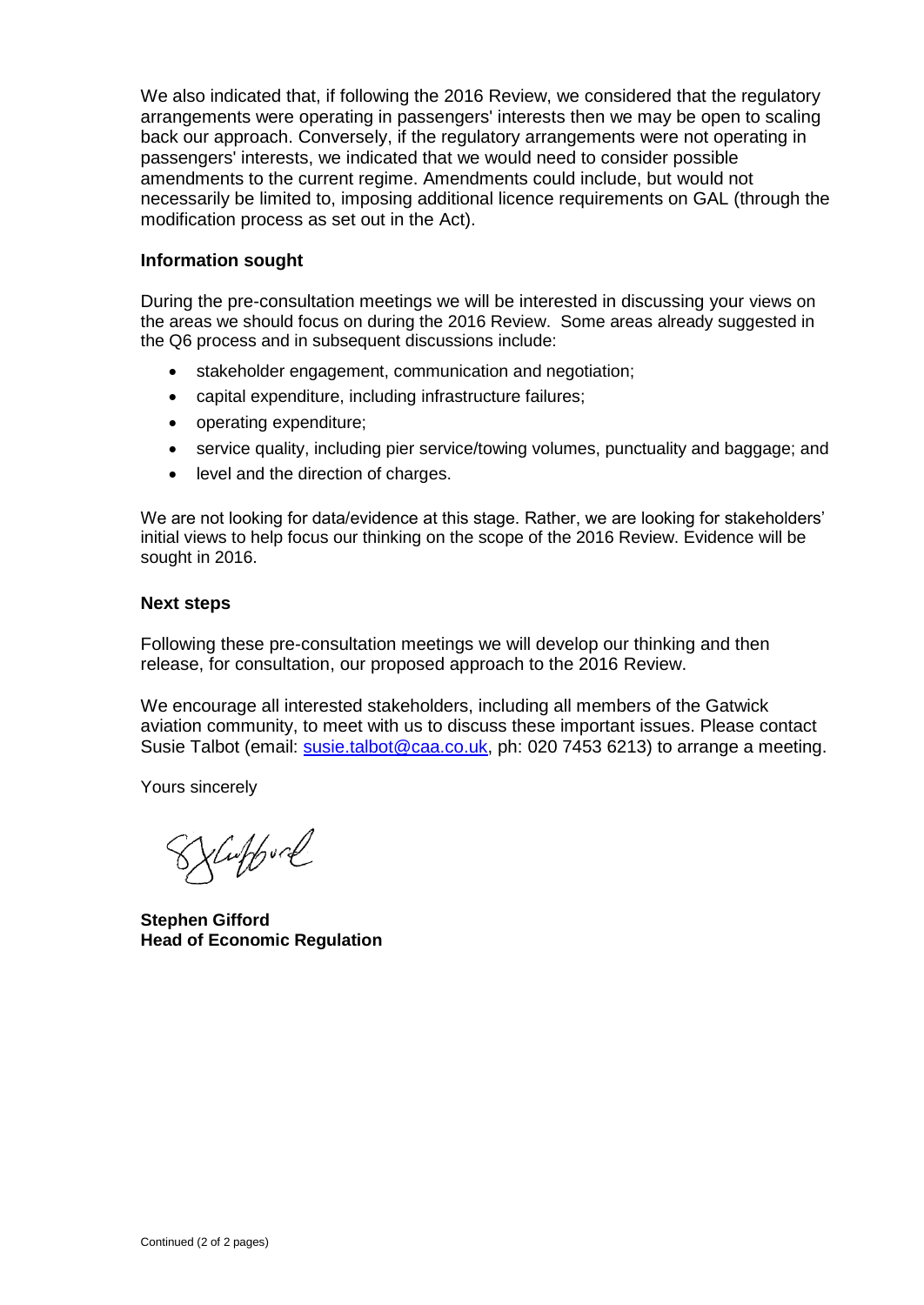We also indicated that, if following the 2016 Review, we considered that the regulatory arrangements were operating in passengers' interests then we may be open to scaling back our approach. Conversely, if the regulatory arrangements were not operating in passengers' interests, we indicated that we would need to consider possible amendments to the current regime. Amendments could include, but would not necessarily be limited to, imposing additional licence requirements on GAL (through the modification process as set out in the Act).

**Information sought**

During the pre-consultation meetings we will be interested in discussing your views on the areas we should focus on during the 2016 Review. Some areas already suggested in the Q6 process and in subsequent discussions include:

- stakeholder engagement, communication and negotiation;
- capital expenditure, including infrastructure failures;
- operating expenditure;
- service quality, including pier service/towing volumes, punctuality and baggage; and
- level and the direction of charges.

We are not looking for data/evidence at this stage. Rather, we are looking for stakeholders' initial views to help focus our thinking on the scope of the 2016 Review. Evidence will be sought in 2016.

**Next steps**

Following these pre-consultation meetings we will develop our thinking and then release, for consultation, our proposed approach to the 2016 Review.

We encourage all interested stakeholders, including all members of the Gatwick aviation community, to meet with us to discuss these important issues. Please contact Susie Talbot (email: susie.talbot@caa.co.uk, ph: 020 7453 6213) to arrange a meeting.

Yours sincerely

**Stephen Gifford**
**Head of Economic Regulation**